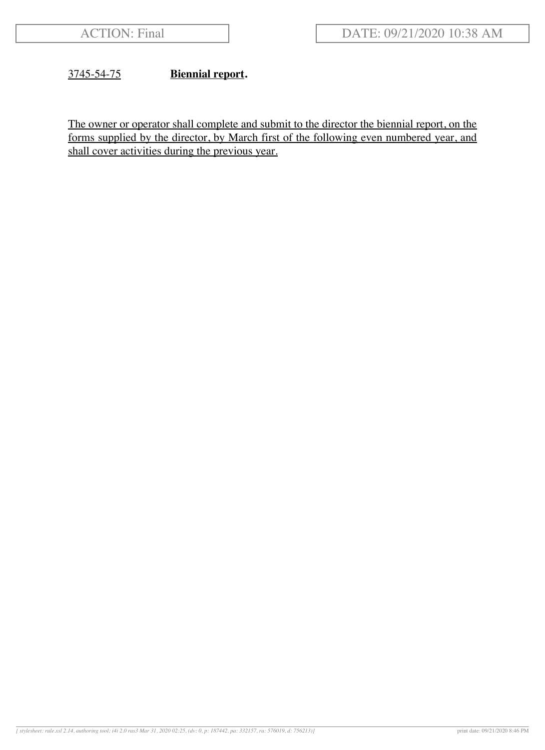3745-54-75 **Biennial report.**

The owner or operator shall complete and submit to the director the biennial report, on the forms supplied by the director, by March first of the following even numbered year, and shall cover activities during the previous year.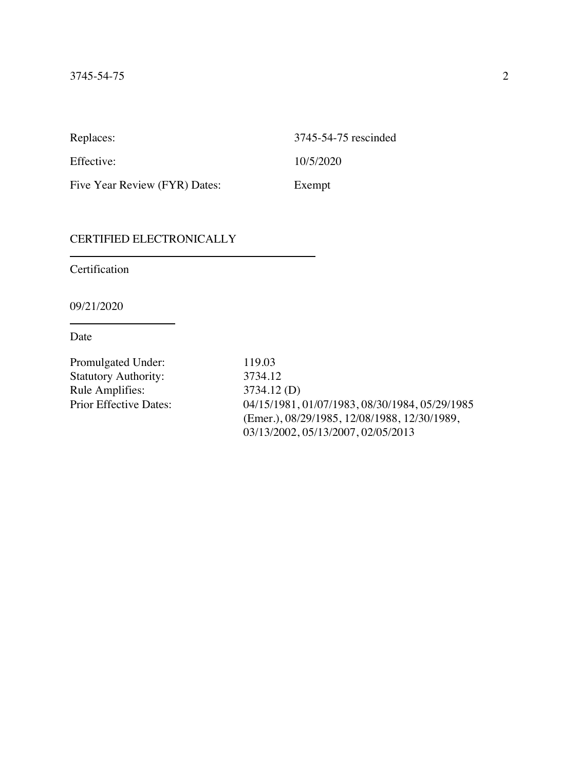| | |
|---|---|
| Replaces: | 3745-54-75 rescinded |
| Effective: | 10/5/2020 |
| Five Year Review (FYR) Dates: | Exempt |

CERTIFIED ELECTRONICALLY

Certification

09/21/2020

Date

| | |
|---|---|
| Promulgated Under: | 119.03 |
| Statutory Authority: | 3734.12 |
| Rule Amplifies: | 3734.12 (D) |
| Prior Effective Dates: | 04/15/1981, 01/07/1983, 08/30/1984, 05/29/1985 (Emer.), 08/29/1985, 12/08/1988, 12/30/1989, 03/13/2002, 05/13/2007, 02/05/2013 |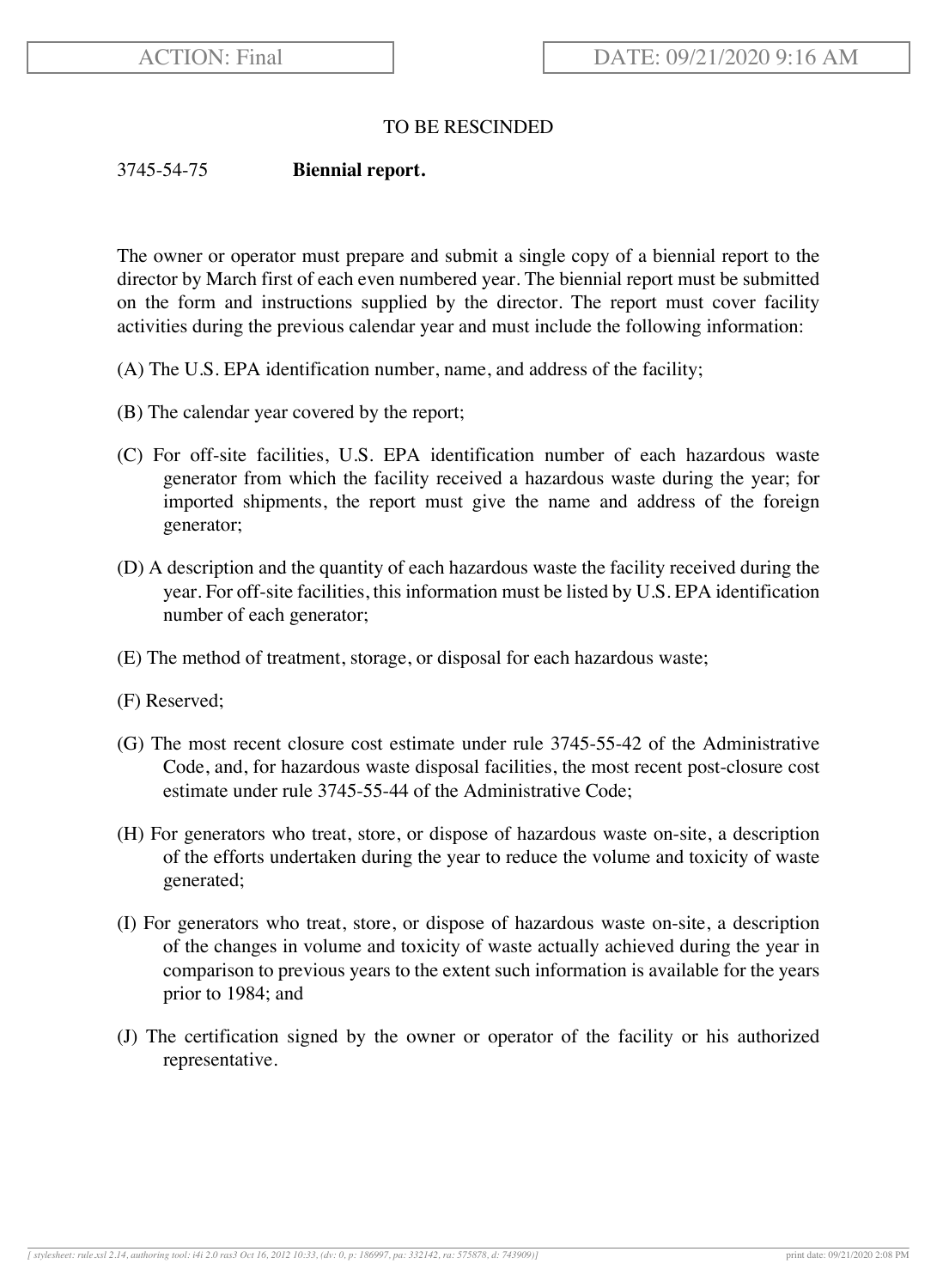TO BE RESCINDED

3745-54-75 **Biennial report.**

The owner or operator must prepare and submit a single copy of a biennial report to the director by March first of each even numbered year. The biennial report must be submitted on the form and instructions supplied by the director. The report must cover facility activities during the previous calendar year and must include the following information:

(A) The U.S. EPA identification number, name, and address of the facility;

(B) The calendar year covered by the report;

(C) For off-site facilities, U.S. EPA identification number of each hazardous waste generator from which the facility received a hazardous waste during the year; for imported shipments, the report must give the name and address of the foreign generator;

(D) A description and the quantity of each hazardous waste the facility received during the year. For off-site facilities, this information must be listed by U.S. EPA identification number of each generator;

(E) The method of treatment, storage, or disposal for each hazardous waste;

(F) Reserved;

(G) The most recent closure cost estimate under rule 3745-55-42 of the Administrative Code, and, for hazardous waste disposal facilities, the most recent post-closure cost estimate under rule 3745-55-44 of the Administrative Code;

(H) For generators who treat, store, or dispose of hazardous waste on-site, a description of the efforts undertaken during the year to reduce the volume and toxicity of waste generated;

(I) For generators who treat, store, or dispose of hazardous waste on-site, a description of the changes in volume and toxicity of waste actually achieved during the year in comparison to previous years to the extent such information is available for the years prior to 1984; and

(J) The certification signed by the owner or operator of the facility or his authorized representative.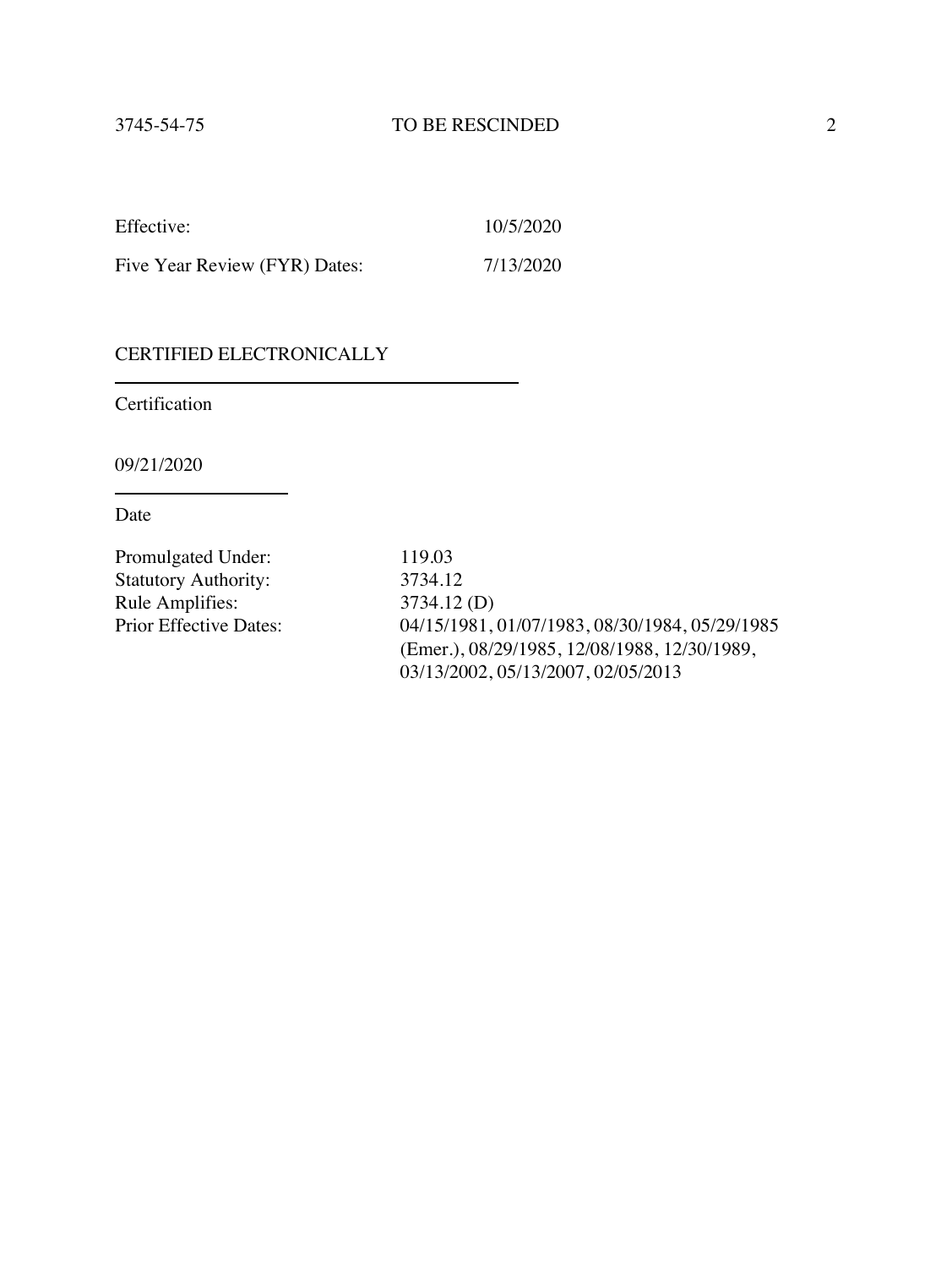Effective: 10/5/2020

Five Year Review (FYR) Dates: 7/13/2020

CERTIFIED ELECTRONICALLY

Certification

09/21/2020

Date

Promulgated Under: 119.03
Statutory Authority: 3734.12
Rule Amplifies: 3734.12 (D)
Prior Effective Dates: 04/15/1981, 01/07/1983, 08/30/1984, 05/29/1985 (Emer.), 08/29/1985, 12/08/1988, 12/30/1989, 03/13/2002, 05/13/2007, 02/05/2013